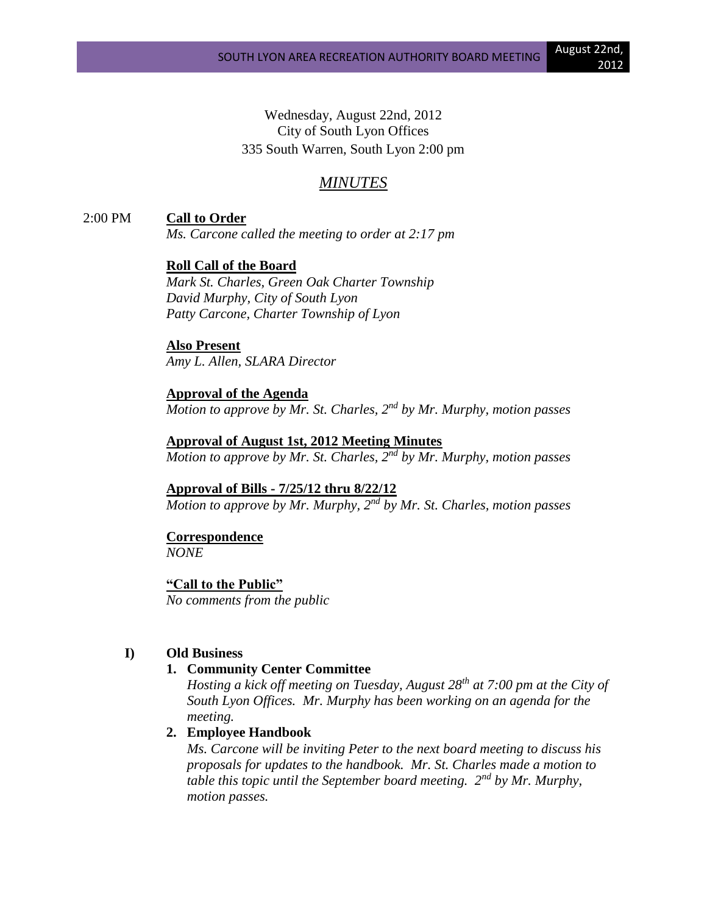Wednesday, August 22nd, 2012
City of South Lyon Offices
335 South Warren, South Lyon 2:00 pm

# *MINUTES*

2:00 PM **Call to Order**

*Ms. Carcone called the meeting to order at 2:17 pm*

**Roll Call of the Board**

*Mark St. Charles, Green Oak Charter Township*
*David Murphy, City of South Lyon*
*Patty Carcone, Charter Township of Lyon*

**Also Present**

*Amy L. Allen, SLARA Director*

**Approval of the Agenda**

*Motion to approve by Mr. St. Charles, 2nd by Mr. Murphy, motion passes*

**Approval of August 1st, 2012 Meeting Minutes**

*Motion to approve by Mr. St. Charles, 2nd by Mr. Murphy, motion passes*

**Approval of Bills - 7/25/12 thru 8/22/12**

*Motion to approve by Mr. Murphy, 2nd by Mr. St. Charles, motion passes*

**Correspondence**

*NONE*

**"Call to the Public"**

*No comments from the public*

## I) Old Business

**1. Community Center Committee**

*Hosting a kick off meeting on Tuesday, August 28th at 7:00 pm at the City of South Lyon Offices. Mr. Murphy has been working on an agenda for the meeting.*

**2. Employee Handbook**

*Ms. Carcone will be inviting Peter to the next board meeting to discuss his proposals for updates to the handbook. Mr. St. Charles made a motion to table this topic until the September board meeting. 2nd by Mr. Murphy, motion passes.*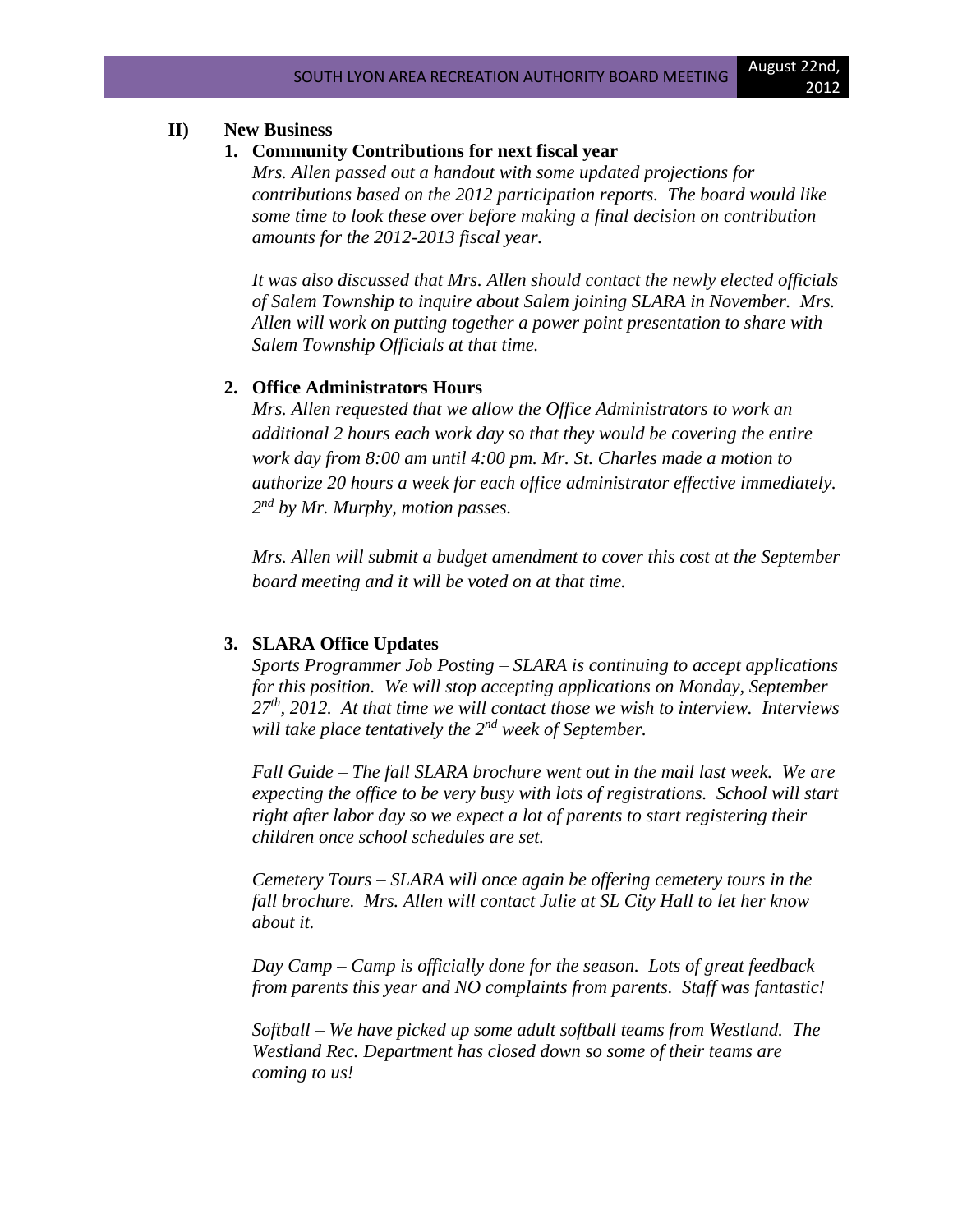## II) New Business

### 1. Community Contributions for next fiscal year

*Mrs. Allen passed out a handout with some updated projections for contributions based on the 2012 participation reports. The board would like some time to look these over before making a final decision on contribution amounts for the 2012-2013 fiscal year.*

*It was also discussed that Mrs. Allen should contact the newly elected officials of Salem Township to inquire about Salem joining SLARA in November. Mrs. Allen will work on putting together a power point presentation to share with Salem Township Officials at that time.*

### 2. Office Administrators Hours

*Mrs. Allen requested that we allow the Office Administrators to work an additional 2 hours each work day so that they would be covering the entire work day from 8:00 am until 4:00 pm. Mr. St. Charles made a motion to authorize 20 hours a week for each office administrator effective immediately. 2nd by Mr. Murphy, motion passes.*

*Mrs. Allen will submit a budget amendment to cover this cost at the September board meeting and it will be voted on at that time.*

### 3. SLARA Office Updates

*Sports Programmer Job Posting – SLARA is continuing to accept applications for this position. We will stop accepting applications on Monday, September 27th, 2012. At that time we will contact those we wish to interview. Interviews will take place tentatively the 2nd week of September.*

*Fall Guide – The fall SLARA brochure went out in the mail last week. We are expecting the office to be very busy with lots of registrations. School will start right after labor day so we expect a lot of parents to start registering their children once school schedules are set.*

*Cemetery Tours – SLARA will once again be offering cemetery tours in the fall brochure. Mrs. Allen will contact Julie at SL City Hall to let her know about it.*

*Day Camp – Camp is officially done for the season. Lots of great feedback from parents this year and NO complaints from parents. Staff was fantastic!*

*Softball – We have picked up some adult softball teams from Westland. The Westland Rec. Department has closed down so some of their teams are coming to us!*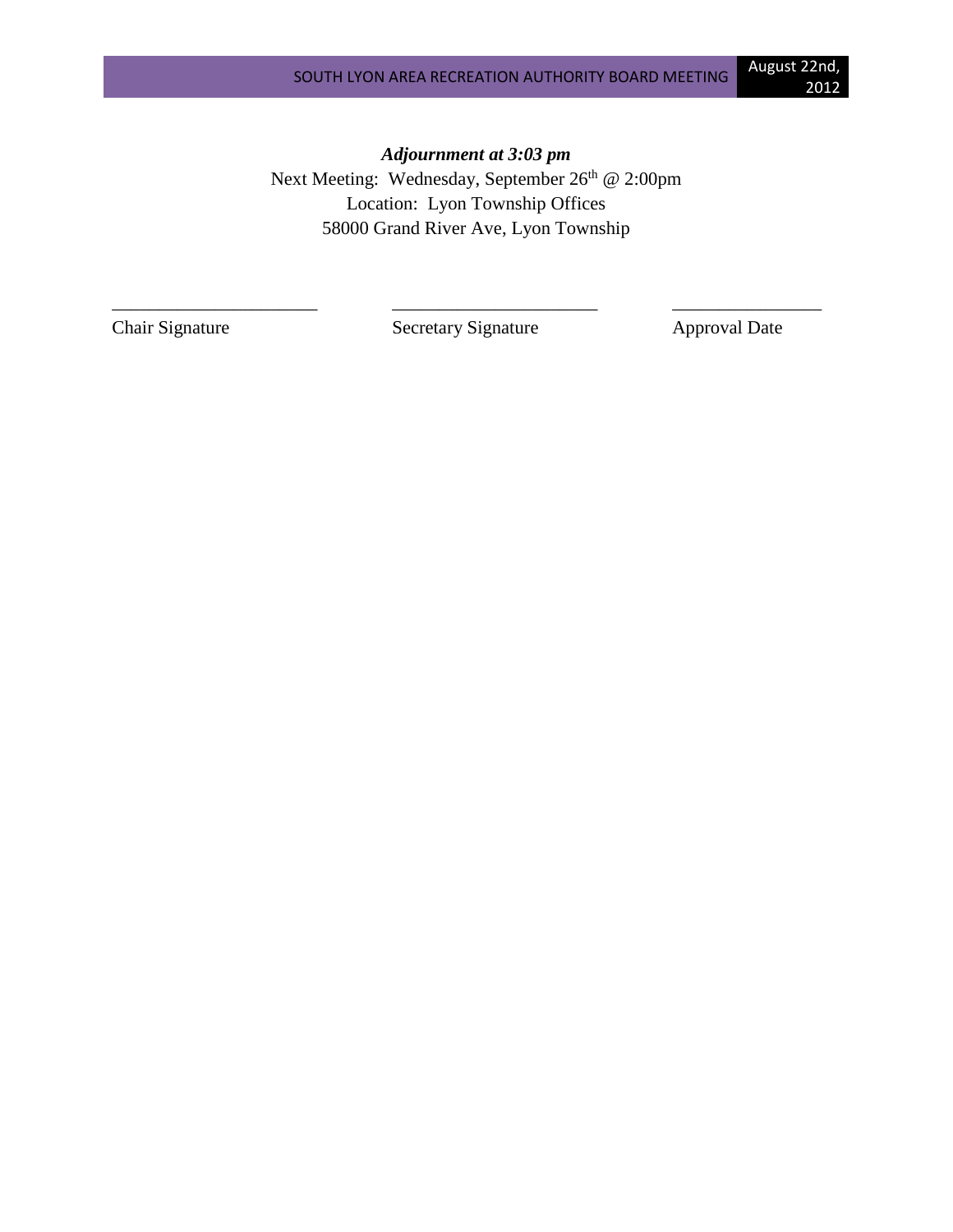***Adjournment at 3:03 pm***

Next Meeting: Wednesday, September 26th @ 2:00pm

Location: Lyon Township Offices

58000 Grand River Ave, Lyon Township

| | | |
|---|---|---|
| ______________________ | ______________________ | ________________ |
| Chair Signature | Secretary Signature | Approval Date |